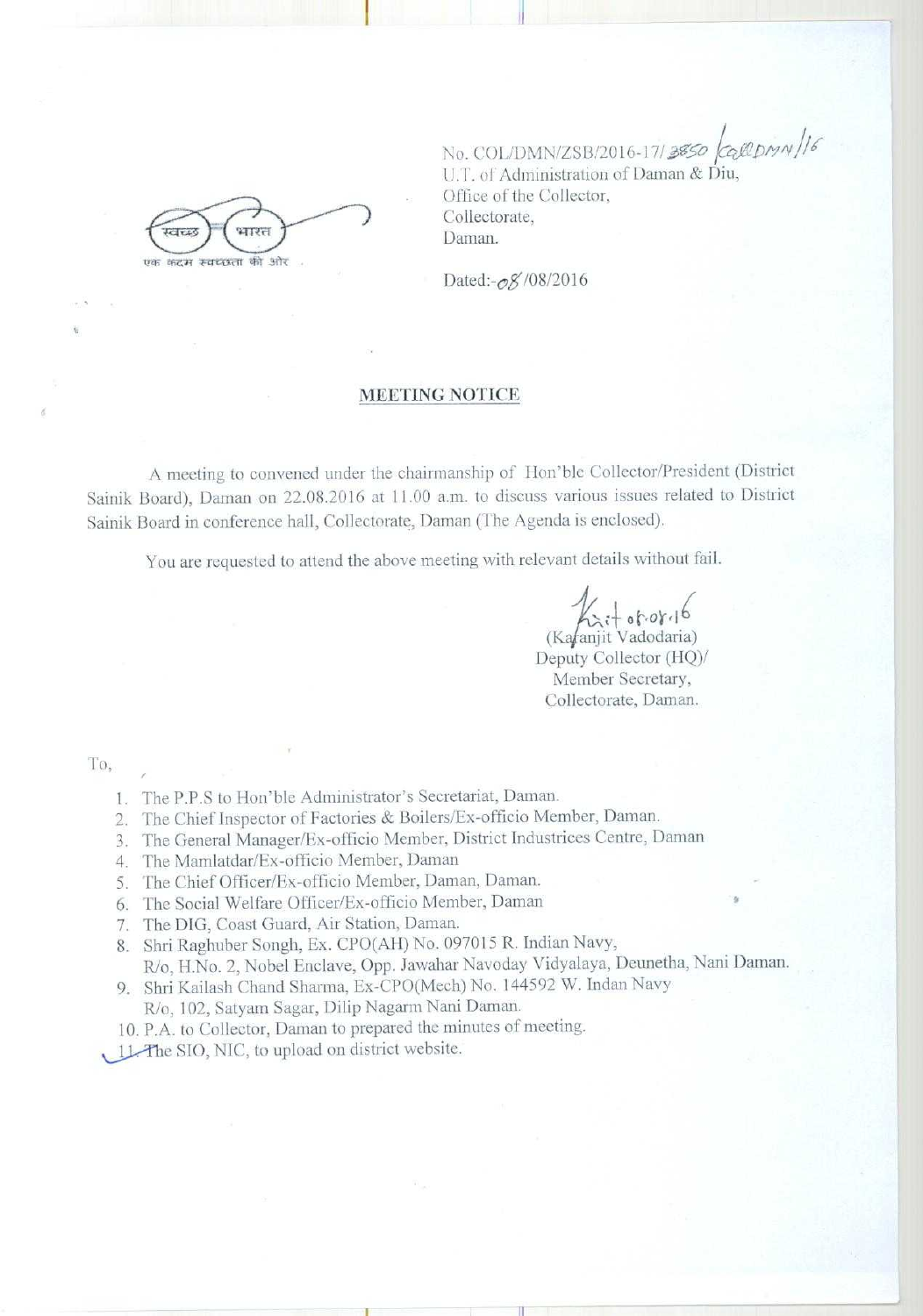स्वच्छ भारत
एक कदम स्वच्छता की ओर

No. COL/DMN/ZSB/2016-17/3850 /Col/DMN/16
U.T. of Administration of Daman & Diu,
Office of the Collector,
Collectorate,
Daman.

Dated:-08/08/2016

## MEETING NOTICE

A meeting to convened under the chairmanship of Hon'ble Collector/President (District Sainik Board), Daman on 22.08.2016 at 11.00 a.m. to discuss various issues related to District Sainik Board in conference hall, Collectorate, Daman (The Agenda is enclosed).

You are requested to attend the above meeting with relevant details without fail.

(Karanjit Vadodaria)
Deputy Collector (HQ)/
Member Secretary,
Collectorate, Daman.

To,

1. The P.P.S to Hon'ble Administrator's Secretariat, Daman.
2. The Chief Inspector of Factories & Boilers/Ex-officio Member, Daman.
3. The General Manager/Ex-officio Member, District Industrices Centre, Daman
4. The Mamlatdar/Ex-officio Member, Daman
5. The Chief Officer/Ex-officio Member, Daman, Daman.
6. The Social Welfare Officer/Ex-officio Member, Daman
7. The DIG, Coast Guard, Air Station, Daman.
8. Shri Raghuber Songh, Ex. CPO(AH) No. 097015 R. Indian Navy,
   R/o, H.No. 2, Nobel Enclave, Opp. Jawahar Navoday Vidyalaya, Deunetha, Nani Daman.
9. Shri Kailash Chand Sharma, Ex-CPO(Mech) No. 144592 W. Indan Navy
   R/o, 102, Satyam Sagar, Dilip Nagarm Nani Daman.
10. P.A. to Collector, Daman to prepared the minutes of meeting.
11. The SIO, NIC, to upload on district website.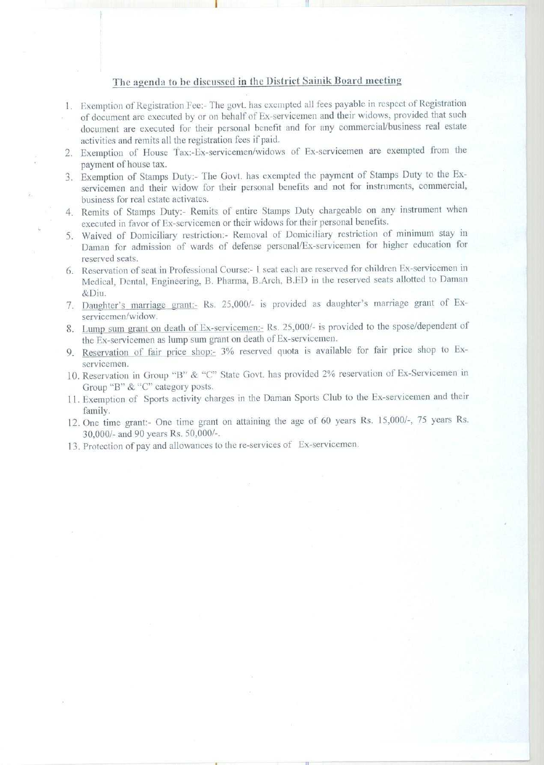## The agenda to be discussed in the District Sainik Board meeting

1. Exemption of Registration Fee:- The govt. has exempted all fees payable in respect of Registration of document are executed by or on behalf of Ex-servicemen and their widows, provided that such document are executed for their personal benefit and for any commercial/business real estate activities and remits all the registration fees if paid.
2. Exemption of House Tax:-Ex-servicemen/widows of Ex-servicemen are exempted from the payment of house tax.
3. Exemption of Stamps Duty:- The Govt. has exempted the payment of Stamps Duty to the Ex-servicemen and their widow for their personal benefits and not for instruments, commercial, business for real estate activates.
4. Remits of Stamps Duty:- Remits of entire Stamps Duty chargeable on any instrument when executed in favor of Ex-servicemen or their widows for their personal benefits.
5. Waived of Domiciliary restriction:- Removal of Domiciliary restriction of minimum stay in Daman for admission of wards of defense personal/Ex-servicemen for higher education for reserved seats.
6. Reservation of seat in Professional Course:- 1 seat each are reserved for children Ex-servicemen in Medical, Dental, Engineering, B. Pharma, B.Arch, B.ED in the reserved seats allotted to Daman &Diu.
7. Daughter's marriage grant:- Rs. 25,000/- is provided as daughter's marriage grant of Ex-servicemen/widow.
8. Lump sum grant on death of Ex-servicemen:- Rs. 25,000/- is provided to the spose/dependent of the Ex-servicemen as lump sum grant on death of Ex-servicemen.
9. Reservation of fair price shop:- 3% reserved quota is available for fair price shop to Ex-servicemen.
10. Reservation in Group "B" & "C" State Govt. has provided 2% reservation of Ex-Servicemen in Group "B" & "C" category posts.
11. Exemption of Sports activity charges in the Daman Sports Club to the Ex-servicemen and their family.
12. One time grant:- One time grant on attaining the age of 60 years Rs. 15,000/-, 75 years Rs. 30,000/- and 90 years Rs. 50,000/-.
13. Protection of pay and allowances to the re-services of Ex-servicemen.